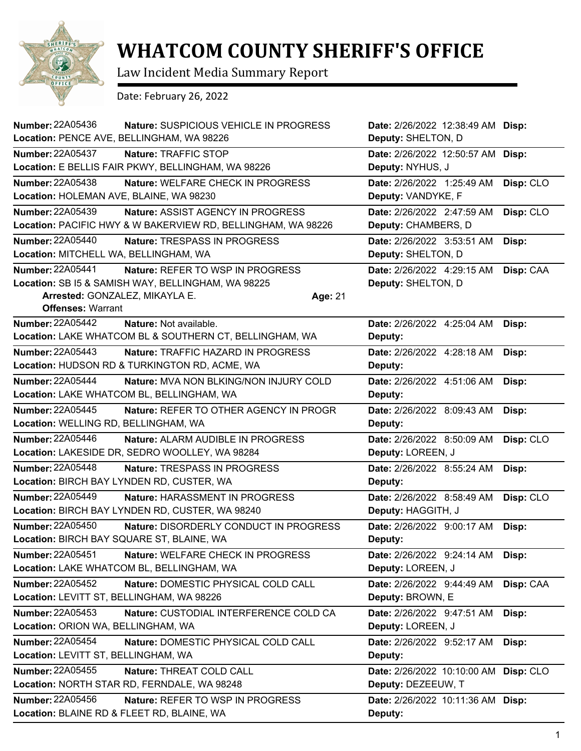# WHATCOM COUNTY SHERIFF'S OFFICE

Law Incident Media Summary Report

Date: February 26, 2022

**Number:** 22A05436 **Nature:** SUSPICIOUS VEHICLE IN PROGRESS **Date:** 2/26/2022 12:38:49 AM **Disp:**
**Location:** PENCE AVE, BELLINGHAM, WA 98226 **Deputy:** SHELTON, D

**Number:** 22A05437 **Nature:** TRAFFIC STOP **Date:** 2/26/2022 12:50:57 AM **Disp:**
**Location:** E BELLIS FAIR PKWY, BELLINGHAM, WA 98226 **Deputy:** NYHUS, J

**Number:** 22A05438 **Nature:** WELFARE CHECK IN PROGRESS **Date:** 2/26/2022 1:25:49 AM **Disp:** CLO
**Location:** HOLEMAN AVE, BLAINE, WA 98230 **Deputy:** VANDYKE, F

**Number:** 22A05439 **Nature:** ASSIST AGENCY IN PROGRESS **Date:** 2/26/2022 2:47:59 AM **Disp:** CLO
**Location:** PACIFIC HWY & W BAKERVIEW RD, BELLINGHAM, WA 98226 **Deputy:** CHAMBERS, D

**Number:** 22A05440 **Nature:** TRESPASS IN PROGRESS **Date:** 2/26/2022 3:53:51 AM **Disp:**
**Location:** MITCHELL WA, BELLINGHAM, WA **Deputy:** SHELTON, D

**Number:** 22A05441 **Nature:** REFER TO WSP IN PROGRESS **Date:** 2/26/2022 4:29:15 AM **Disp:** CAA
**Location:** SB I5 & SAMISH WAY, BELLINGHAM, WA 98225 **Deputy:** SHELTON, D
**Arrested:** GONZALEZ, MIKAYLA E. **Age:** 21
**Offenses:** Warrant

**Number:** 22A05442 **Nature:** Not available. **Date:** 2/26/2022 4:25:04 AM **Disp:**
**Location:** LAKE WHATCOM BL & SOUTHERN CT, BELLINGHAM, WA **Deputy:**

**Number:** 22A05443 **Nature:** TRAFFIC HAZARD IN PROGRESS **Date:** 2/26/2022 4:28:18 AM **Disp:**
**Location:** HUDSON RD & TURKINGTON RD, ACME, WA **Deputy:**

**Number:** 22A05444 **Nature:** MVA NON BLKING/NON INJURY COLD **Date:** 2/26/2022 4:51:06 AM **Disp:**
**Location:** LAKE WHATCOM BL, BELLINGHAM, WA **Deputy:**

**Number:** 22A05445 **Nature:** REFER TO OTHER AGENCY IN PROGR **Date:** 2/26/2022 8:09:43 AM **Disp:**
**Location:** WELLING RD, BELLINGHAM, WA **Deputy:**

**Number:** 22A05446 **Nature:** ALARM AUDIBLE IN PROGRESS **Date:** 2/26/2022 8:50:09 AM **Disp:** CLO
**Location:** LAKESIDE DR, SEDRO WOOLLEY, WA 98284 **Deputy:** LOREEN, J

**Number:** 22A05448 **Nature:** TRESPASS IN PROGRESS **Date:** 2/26/2022 8:55:24 AM **Disp:**
**Location:** BIRCH BAY LYNDEN RD, CUSTER, WA **Deputy:**

**Number:** 22A05449 **Nature:** HARASSMENT IN PROGRESS **Date:** 2/26/2022 8:58:49 AM **Disp:** CLO
**Location:** BIRCH BAY LYNDEN RD, CUSTER, WA 98240 **Deputy:** HAGGITH, J

**Number:** 22A05450 **Nature:** DISORDERLY CONDUCT IN PROGRESS **Date:** 2/26/2022 9:00:17 AM **Disp:**
**Location:** BIRCH BAY SQUARE ST, BLAINE, WA **Deputy:**

**Number:** 22A05451 **Nature:** WELFARE CHECK IN PROGRESS **Date:** 2/26/2022 9:24:14 AM **Disp:**
**Location:** LAKE WHATCOM BL, BELLINGHAM, WA **Deputy:** LOREEN, J

**Number:** 22A05452 **Nature:** DOMESTIC PHYSICAL COLD CALL **Date:** 2/26/2022 9:44:49 AM **Disp:** CAA
**Location:** LEVITT ST, BELLINGHAM, WA 98226 **Deputy:** BROWN, E

**Number:** 22A05453 **Nature:** CUSTODIAL INTERFERENCE COLD CA **Date:** 2/26/2022 9:47:51 AM **Disp:**
**Location:** ORION WA, BELLINGHAM, WA **Deputy:** LOREEN, J

**Number:** 22A05454 **Nature:** DOMESTIC PHYSICAL COLD CALL **Date:** 2/26/2022 9:52:17 AM **Disp:**
**Location:** LEVITT ST, BELLINGHAM, WA **Deputy:**

**Number:** 22A05455 **Nature:** THREAT COLD CALL **Date:** 2/26/2022 10:10:00 AM **Disp:** CLO
**Location:** NORTH STAR RD, FERNDALE, WA 98248 **Deputy:** DEZEEUW, T

**Number:** 22A05456 **Nature:** REFER TO WSP IN PROGRESS **Date:** 2/26/2022 10:11:36 AM **Disp:**
**Location:** BLAINE RD & FLEET RD, BLAINE, WA **Deputy:**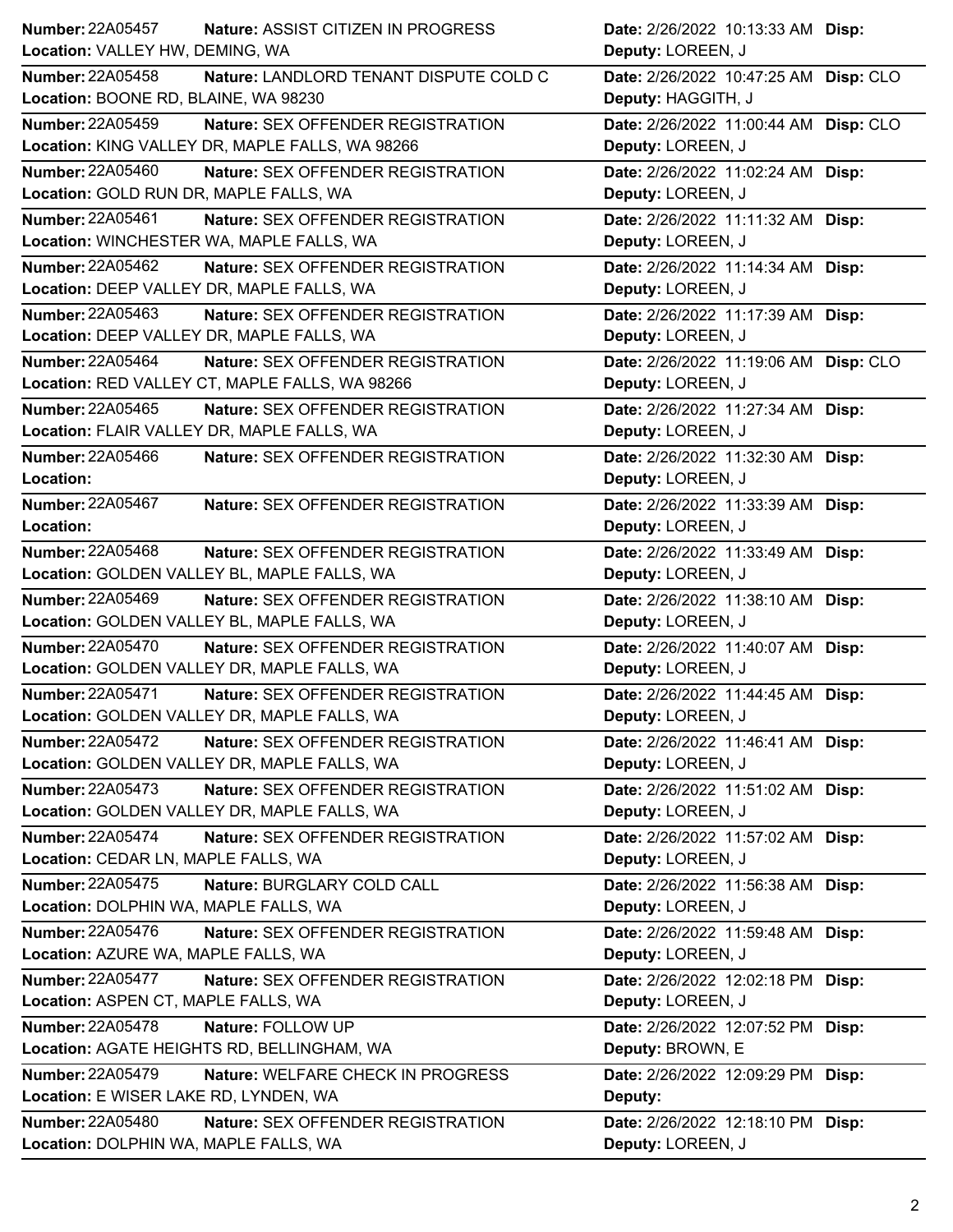**Number:** 22A05457 **Nature:** ASSIST CITIZEN IN PROGRESS **Date:** 2/26/2022 10:13:33 AM **Disp:**
**Location:** VALLEY HW, DEMING, WA **Deputy:** LOREEN, J

---

**Number:** 22A05458 **Nature:** LANDLORD TENANT DISPUTE COLD C **Date:** 2/26/2022 10:47:25 AM **Disp:** CLO
**Location:** BOONE RD, BLAINE, WA 98230 **Deputy:** HAGGITH, J

---

**Number:** 22A05459 **Nature:** SEX OFFENDER REGISTRATION **Date:** 2/26/2022 11:00:44 AM **Disp:** CLO
**Location:** KING VALLEY DR, MAPLE FALLS, WA 98266 **Deputy:** LOREEN, J

---

**Number:** 22A05460 **Nature:** SEX OFFENDER REGISTRATION **Date:** 2/26/2022 11:02:24 AM **Disp:**
**Location:** GOLD RUN DR, MAPLE FALLS, WA **Deputy:** LOREEN, J

---

**Number:** 22A05461 **Nature:** SEX OFFENDER REGISTRATION **Date:** 2/26/2022 11:11:32 AM **Disp:**
**Location:** WINCHESTER WA, MAPLE FALLS, WA **Deputy:** LOREEN, J

---

**Number:** 22A05462 **Nature:** SEX OFFENDER REGISTRATION **Date:** 2/26/2022 11:14:34 AM **Disp:**
**Location:** DEEP VALLEY DR, MAPLE FALLS, WA **Deputy:** LOREEN, J

---

**Number:** 22A05463 **Nature:** SEX OFFENDER REGISTRATION **Date:** 2/26/2022 11:17:39 AM **Disp:**
**Location:** DEEP VALLEY DR, MAPLE FALLS, WA **Deputy:** LOREEN, J

---

**Number:** 22A05464 **Nature:** SEX OFFENDER REGISTRATION **Date:** 2/26/2022 11:19:06 AM **Disp:** CLO
**Location:** RED VALLEY CT, MAPLE FALLS, WA 98266 **Deputy:** LOREEN, J

---

**Number:** 22A05465 **Nature:** SEX OFFENDER REGISTRATION **Date:** 2/26/2022 11:27:34 AM **Disp:**
**Location:** FLAIR VALLEY DR, MAPLE FALLS, WA **Deputy:** LOREEN, J

---

**Number:** 22A05466 **Nature:** SEX OFFENDER REGISTRATION **Date:** 2/26/2022 11:32:30 AM **Disp:**
**Location:** **Deputy:** LOREEN, J

---

**Number:** 22A05467 **Nature:** SEX OFFENDER REGISTRATION **Date:** 2/26/2022 11:33:39 AM **Disp:**
**Location:** **Deputy:** LOREEN, J

---

**Number:** 22A05468 **Nature:** SEX OFFENDER REGISTRATION **Date:** 2/26/2022 11:33:49 AM **Disp:**
**Location:** GOLDEN VALLEY BL, MAPLE FALLS, WA **Deputy:** LOREEN, J

---

**Number:** 22A05469 **Nature:** SEX OFFENDER REGISTRATION **Date:** 2/26/2022 11:38:10 AM **Disp:**
**Location:** GOLDEN VALLEY BL, MAPLE FALLS, WA **Deputy:** LOREEN, J

---

**Number:** 22A05470 **Nature:** SEX OFFENDER REGISTRATION **Date:** 2/26/2022 11:40:07 AM **Disp:**
**Location:** GOLDEN VALLEY DR, MAPLE FALLS, WA **Deputy:** LOREEN, J

---

**Number:** 22A05471 **Nature:** SEX OFFENDER REGISTRATION **Date:** 2/26/2022 11:44:45 AM **Disp:**
**Location:** GOLDEN VALLEY DR, MAPLE FALLS, WA **Deputy:** LOREEN, J

---

**Number:** 22A05472 **Nature:** SEX OFFENDER REGISTRATION **Date:** 2/26/2022 11:46:41 AM **Disp:**
**Location:** GOLDEN VALLEY DR, MAPLE FALLS, WA **Deputy:** LOREEN, J

---

**Number:** 22A05473 **Nature:** SEX OFFENDER REGISTRATION **Date:** 2/26/2022 11:51:02 AM **Disp:**
**Location:** GOLDEN VALLEY DR, MAPLE FALLS, WA **Deputy:** LOREEN, J

---

**Number:** 22A05474 **Nature:** SEX OFFENDER REGISTRATION **Date:** 2/26/2022 11:57:02 AM **Disp:**
**Location:** CEDAR LN, MAPLE FALLS, WA **Deputy:** LOREEN, J

---

**Number:** 22A05475 **Nature:** BURGLARY COLD CALL **Date:** 2/26/2022 11:56:38 AM **Disp:**
**Location:** DOLPHIN WA, MAPLE FALLS, WA **Deputy:** LOREEN, J

---

**Number:** 22A05476 **Nature:** SEX OFFENDER REGISTRATION **Date:** 2/26/2022 11:59:48 AM **Disp:**
**Location:** AZURE WA, MAPLE FALLS, WA **Deputy:** LOREEN, J

---

**Number:** 22A05477 **Nature:** SEX OFFENDER REGISTRATION **Date:** 2/26/2022 12:02:18 PM **Disp:**
**Location:** ASPEN CT, MAPLE FALLS, WA **Deputy:** LOREEN, J

---

**Number:** 22A05478 **Nature:** FOLLOW UP **Date:** 2/26/2022 12:07:52 PM **Disp:**
**Location:** AGATE HEIGHTS RD, BELLINGHAM, WA **Deputy:** BROWN, E

---

**Number:** 22A05479 **Nature:** WELFARE CHECK IN PROGRESS **Date:** 2/26/2022 12:09:29 PM **Disp:**
**Location:** E WISER LAKE RD, LYNDEN, WA **Deputy:**

---

**Number:** 22A05480 **Nature:** SEX OFFENDER REGISTRATION **Date:** 2/26/2022 12:18:10 PM **Disp:**
**Location:** DOLPHIN WA, MAPLE FALLS, WA **Deputy:** LOREEN, J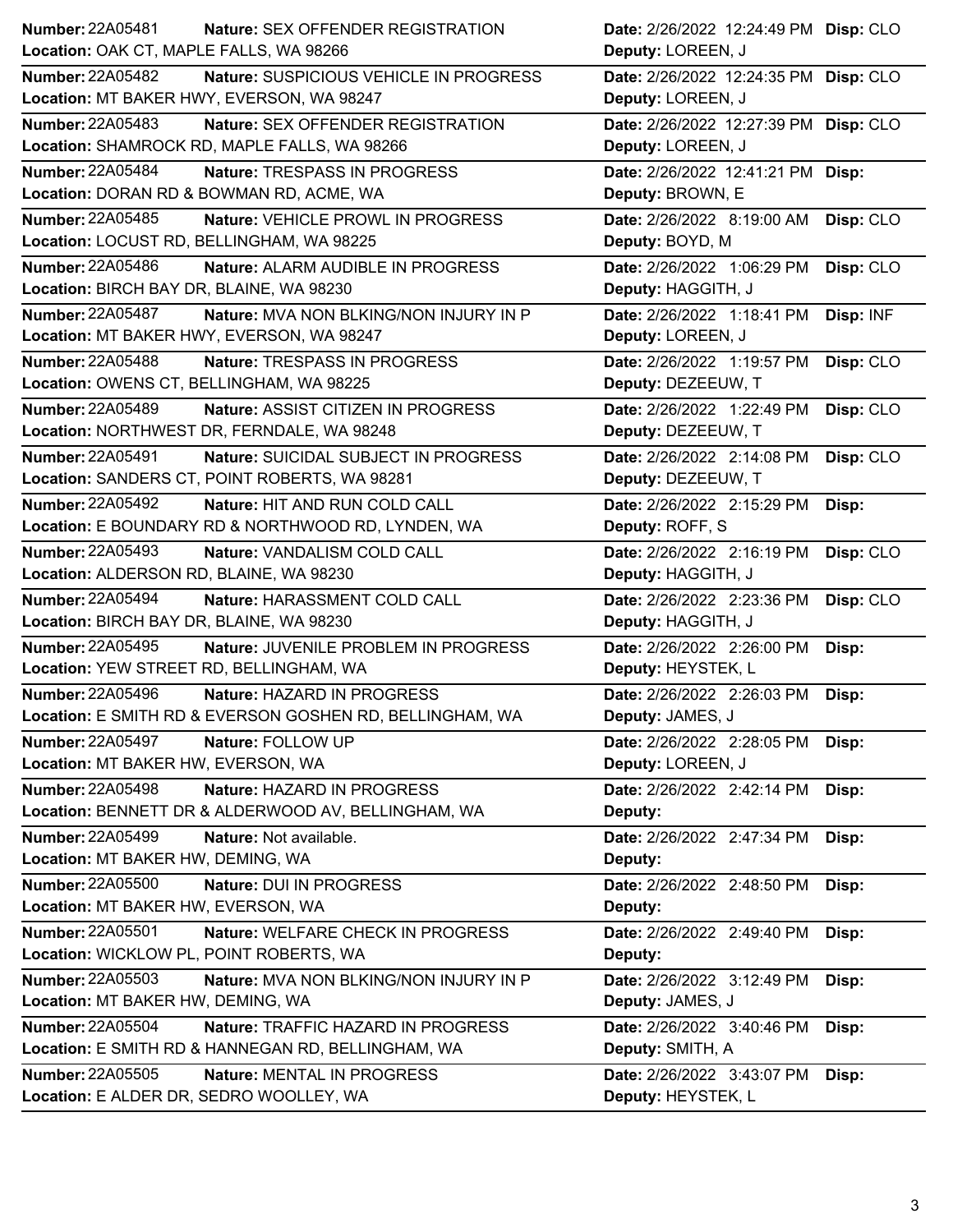| Number | Nature | Location | Date | Deputy | Disp |
|---|---|---|---|---|---|
| 22A05481 | SEX OFFENDER REGISTRATION | OAK CT, MAPLE FALLS, WA 98266 | 2/26/2022 12:24:49 PM | LOREEN, J | CLO |
| 22A05482 | SUSPICIOUS VEHICLE IN PROGRESS | MT BAKER HWY, EVERSON, WA 98247 | 2/26/2022 12:24:35 PM | LOREEN, J | CLO |
| 22A05483 | SEX OFFENDER REGISTRATION | SHAMROCK RD, MAPLE FALLS, WA 98266 | 2/26/2022 12:27:39 PM | LOREEN, J | CLO |
| 22A05484 | TRESPASS IN PROGRESS | DORAN RD & BOWMAN RD, ACME, WA | 2/26/2022 12:41:21 PM | BROWN, E | |
| 22A05485 | VEHICLE PROWL IN PROGRESS | LOCUST RD, BELLINGHAM, WA 98225 | 2/26/2022 8:19:00 AM | BOYD, M | CLO |
| 22A05486 | ALARM AUDIBLE IN PROGRESS | BIRCH BAY DR, BLAINE, WA 98230 | 2/26/2022 1:06:29 PM | HAGGITH, J | CLO |
| 22A05487 | MVA NON BLKING/NON INJURY IN P | MT BAKER HWY, EVERSON, WA 98247 | 2/26/2022 1:18:41 PM | LOREEN, J | INF |
| 22A05488 | TRESPASS IN PROGRESS | OWENS CT, BELLINGHAM, WA 98225 | 2/26/2022 1:19:57 PM | DEZEEUW, T | CLO |
| 22A05489 | ASSIST CITIZEN IN PROGRESS | NORTHWEST DR, FERNDALE, WA 98248 | 2/26/2022 1:22:49 PM | DEZEEUW, T | CLO |
| 22A05491 | SUICIDAL SUBJECT IN PROGRESS | SANDERS CT, POINT ROBERTS, WA 98281 | 2/26/2022 2:14:08 PM | DEZEEUW, T | CLO |
| 22A05492 | HIT AND RUN COLD CALL | E BOUNDARY RD & NORTHWOOD RD, LYNDEN, WA | 2/26/2022 2:15:29 PM | ROFF, S | |
| 22A05493 | VANDALISM COLD CALL | ALDERSON RD, BLAINE, WA 98230 | 2/26/2022 2:16:19 PM | HAGGITH, J | CLO |
| 22A05494 | HARASSMENT COLD CALL | BIRCH BAY DR, BLAINE, WA 98230 | 2/26/2022 2:23:36 PM | HAGGITH, J | CLO |
| 22A05495 | JUVENILE PROBLEM IN PROGRESS | YEW STREET RD, BELLINGHAM, WA | 2/26/2022 2:26:00 PM | HEYSTEK, L | |
| 22A05496 | HAZARD IN PROGRESS | E SMITH RD & EVERSON GOSHEN RD, BELLINGHAM, WA | 2/26/2022 2:26:03 PM | JAMES, J | |
| 22A05497 | FOLLOW UP | MT BAKER HW, EVERSON, WA | 2/26/2022 2:28:05 PM | LOREEN, J | |
| 22A05498 | HAZARD IN PROGRESS | BENNETT DR & ALDERWOOD AV, BELLINGHAM, WA | 2/26/2022 2:42:14 PM | | |
| 22A05499 | Not available. | MT BAKER HW, DEMING, WA | 2/26/2022 2:47:34 PM | | |
| 22A05500 | DUI IN PROGRESS | MT BAKER HW, EVERSON, WA | 2/26/2022 2:48:50 PM | | |
| 22A05501 | WELFARE CHECK IN PROGRESS | WICKLOW PL, POINT ROBERTS, WA | 2/26/2022 2:49:40 PM | | |
| 22A05503 | MVA NON BLKING/NON INJURY IN P | MT BAKER HW, DEMING, WA | 2/26/2022 3:12:49 PM | JAMES, J | |
| 22A05504 | TRAFFIC HAZARD IN PROGRESS | E SMITH RD & HANNEGAN RD, BELLINGHAM, WA | 2/26/2022 3:40:46 PM | SMITH, A | |
| 22A05505 | MENTAL IN PROGRESS | E ALDER DR, SEDRO WOOLLEY, WA | 2/26/2022 3:43:07 PM | HEYSTEK, L | |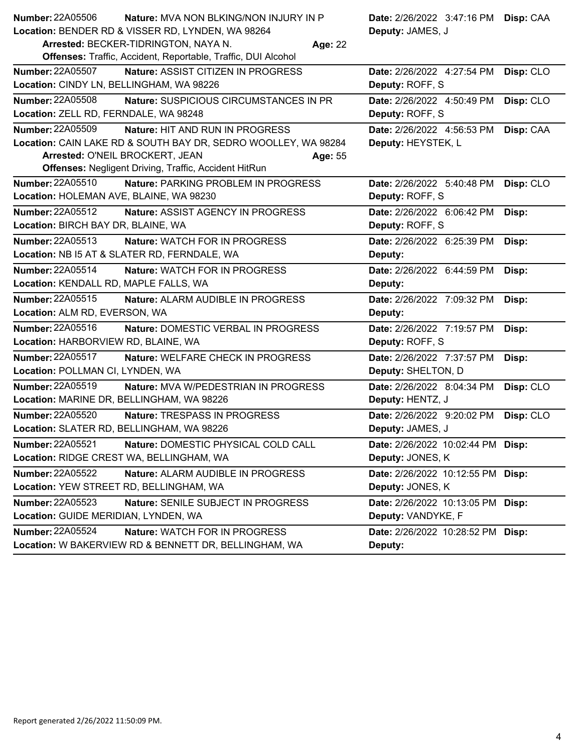**Number:** 22A05506 **Nature:** MVA NON BLKING/NON INJURY IN P **Date:** 2/26/2022 3:47:16 PM **Disp:** CAA
**Location:** BENDER RD & VISSER RD, LYNDEN, WA 98264 **Deputy:** JAMES, J
**Arrested:** BECKER-TIDRINGTON, NAYA N. **Age:** 22
**Offenses:** Traffic, Accident, Reportable, Traffic, DUI Alcohol

---

**Number:** 22A05507 **Nature:** ASSIST CITIZEN IN PROGRESS **Date:** 2/26/2022 4:27:54 PM **Disp:** CLO
**Location:** CINDY LN, BELLINGHAM, WA 98226 **Deputy:** ROFF, S

---

**Number:** 22A05508 **Nature:** SUSPICIOUS CIRCUMSTANCES IN PR **Date:** 2/26/2022 4:50:49 PM **Disp:** CLO
**Location:** ZELL RD, FERNDALE, WA 98248 **Deputy:** ROFF, S

---

**Number:** 22A05509 **Nature:** HIT AND RUN IN PROGRESS **Date:** 2/26/2022 4:56:53 PM **Disp:** CAA
**Location:** CAIN LAKE RD & SOUTH BAY DR, SEDRO WOOLLEY, WA 98284 **Deputy:** HEYSTEK, L
**Arrested:** O'NEIL BROCKERT, JEAN **Age:** 55
**Offenses:** Negligent Driving, Traffic, Accident HitRun

---

**Number:** 22A05510 **Nature:** PARKING PROBLEM IN PROGRESS **Date:** 2/26/2022 5:40:48 PM **Disp:** CLO
**Location:** HOLEMAN AVE, BLAINE, WA 98230 **Deputy:** ROFF, S

---

**Number:** 22A05512 **Nature:** ASSIST AGENCY IN PROGRESS **Date:** 2/26/2022 6:06:42 PM **Disp:**
**Location:** BIRCH BAY DR, BLAINE, WA **Deputy:** ROFF, S

---

**Number:** 22A05513 **Nature:** WATCH FOR IN PROGRESS **Date:** 2/26/2022 6:25:39 PM **Disp:**
**Location:** NB I5 AT & SLATER RD, FERNDALE, WA **Deputy:**

---

**Number:** 22A05514 **Nature:** WATCH FOR IN PROGRESS **Date:** 2/26/2022 6:44:59 PM **Disp:**
**Location:** KENDALL RD, MAPLE FALLS, WA **Deputy:**

---

**Number:** 22A05515 **Nature:** ALARM AUDIBLE IN PROGRESS **Date:** 2/26/2022 7:09:32 PM **Disp:**
**Location:** ALM RD, EVERSON, WA **Deputy:**

---

**Number:** 22A05516 **Nature:** DOMESTIC VERBAL IN PROGRESS **Date:** 2/26/2022 7:19:57 PM **Disp:**
**Location:** HARBORVIEW RD, BLAINE, WA **Deputy:** ROFF, S

---

**Number:** 22A05517 **Nature:** WELFARE CHECK IN PROGRESS **Date:** 2/26/2022 7:37:57 PM **Disp:**
**Location:** POLLMAN CI, LYNDEN, WA **Deputy:** SHELTON, D

---

**Number:** 22A05519 **Nature:** MVA W/PEDESTRIAN IN PROGRESS **Date:** 2/26/2022 8:04:34 PM **Disp:** CLO
**Location:** MARINE DR, BELLINGHAM, WA 98226 **Deputy:** HENTZ, J

---

**Number:** 22A05520 **Nature:** TRESPASS IN PROGRESS **Date:** 2/26/2022 9:20:02 PM **Disp:** CLO
**Location:** SLATER RD, BELLINGHAM, WA 98226 **Deputy:** JAMES, J

---

**Number:** 22A05521 **Nature:** DOMESTIC PHYSICAL COLD CALL **Date:** 2/26/2022 10:02:44 PM **Disp:**
**Location:** RIDGE CREST WA, BELLINGHAM, WA **Deputy:** JONES, K

---

**Number:** 22A05522 **Nature:** ALARM AUDIBLE IN PROGRESS **Date:** 2/26/2022 10:12:55 PM **Disp:**
**Location:** YEW STREET RD, BELLINGHAM, WA **Deputy:** JONES, K

---

**Number:** 22A05523 **Nature:** SENILE SUBJECT IN PROGRESS **Date:** 2/26/2022 10:13:05 PM **Disp:**
**Location:** GUIDE MERIDIAN, LYNDEN, WA **Deputy:** VANDYKE, F

---

**Number:** 22A05524 **Nature:** WATCH FOR IN PROGRESS **Date:** 2/26/2022 10:28:52 PM **Disp:**
**Location:** W BAKERVIEW RD & BENNETT DR, BELLINGHAM, WA **Deputy:**

---

Report generated 2/26/2022 11:50:09 PM.